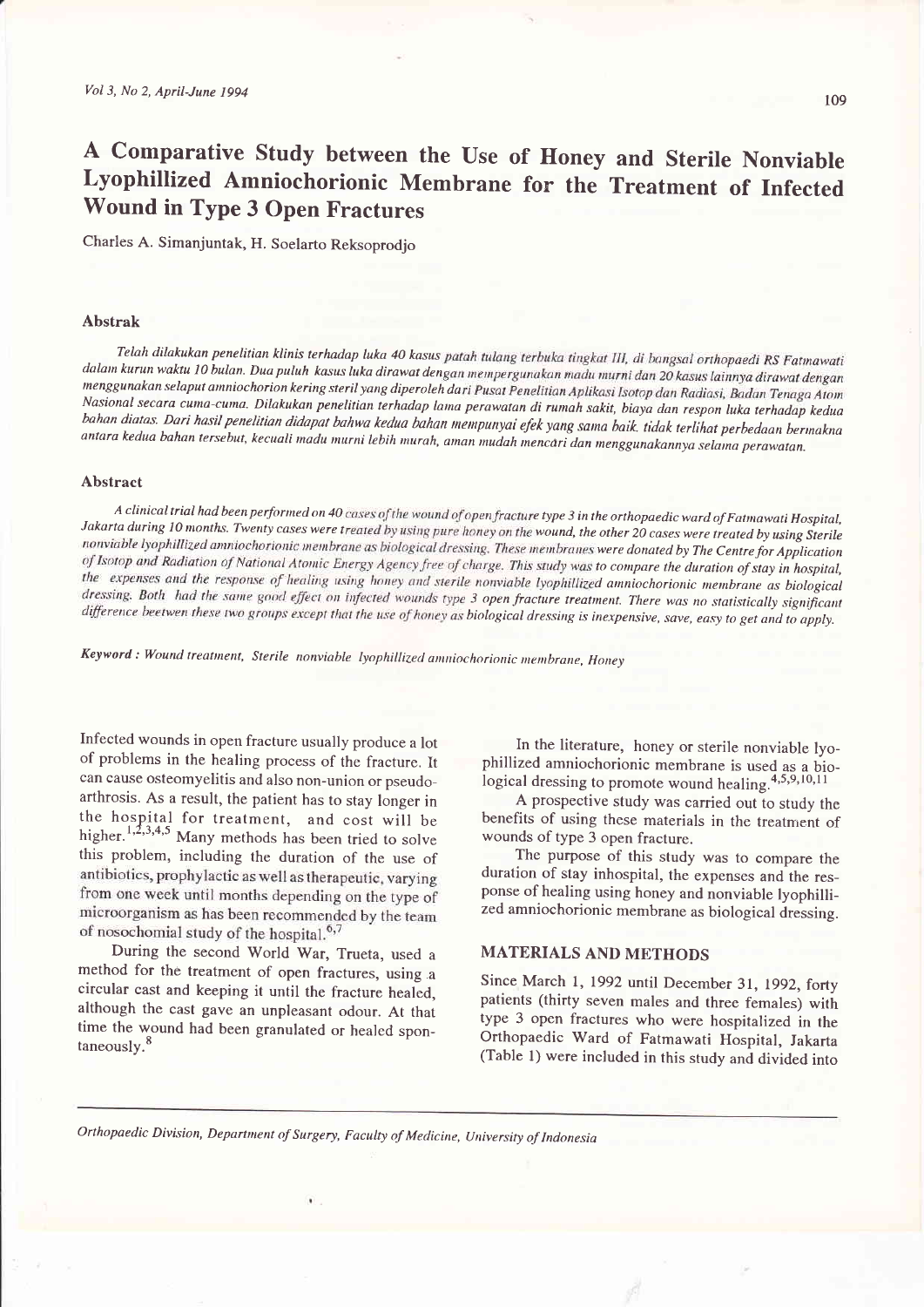# A Comparative Study between the Use of Honey and Sterile Nonviable Lyophillized Amniochorionic Membrane for the Treatment of Infected Wound in Type 3 Open Fractures

Charles A. Simanjuntak, H. Soelarto Reksoprodjo

## Abstrak

*Telah dilakukan penelitian klinis terhadap luka 40 kasus patah tulang terbuka tingkat III, di bangsal orthopaedi RS Fatmawati dalam kurun waktu 10 bulan. Dua puluh kasus luka dirawat dengan mempergunakan madu murni dan 20 kasus lainnya dirawat dengan menggunakan selaput amniochorion kering steril yang diperoleh dari Pusat Penelitian Aplikasi Isotop dan Radiasi, Badan Tenaga Atom Nasional secara cuma-cuma. Dilakukan penelitian terhadap lama perawatan di rumah sakit, biaya dan respon luka terhadap kedua bahan diatas. Dari hasil penelitian didapat bahwa kedua bahan mempunyai efek yang sama baik. tidak terlihat perbedaan bermakna antara kedua bahan tersebut, kecuali madu murni lebih murah, aman mudah mencari dan menggunakannya selama perawatan.*

## Abstract

*A clinical trial had been performed on 40 cases of the wound of open fracture type 3 in the orthopaedic ward of Fatmawati Hospital, Jakarta during 10 months. Twenty cases were treated by using pure honey on the wound, the other 20 cases were treated by using Sterile nonviable lyophillized amniochorionic membrane as biological dressing. These membranes were donated by The Centre for Application of Isotop and Radiation of National Atomic Energy Agency free of charge. This study was to compare the duration of stay in hospital, the expenses and the response of healing using honey and sterile nonviable lyophillized amniochorionic membrane as biological dressing. Both had the same good effect on infected wounds type 3 open fracture treatment. There was no statistically significant difference beetwen these two groups except that the use of honey as biological dressing is inexpensive, save, easy to get and to apply.*

***Keyword :*** *Wound treatment, Sterile nonviable lyophillized amniochorionic membrane, Honey*

Infected wounds in open fracture usually produce a lot of problems in the healing process of the fracture. It can cause osteomyelitis and also non-union or pseudo-arthrosis. As a result, the patient has to stay longer in the hospital for treatment, and cost will be higher.[1,2,3,4,5] Many methods has been tried to solve this problem, including the duration of the use of antibiotics, prophylactic as well as therapeutic, varying from one week until months depending on the type of microorganism as has been recommended by the team of nosochomial study of the hospital.[6,7]

During the second World War, Trueta, used a method for the treatment of open fractures, using a circular cast and keeping it until the fracture healed, although the cast gave an unpleasant odour. At that time the wound had been granulated or healed spontaneously.[8]

In the literature, honey or sterile nonviable lyophillized amniochorionic membrane is used as a biological dressing to promote wound healing.[4,5,9,10,11]

A prospective study was carried out to study the benefits of using these materials in the treatment of wounds of type 3 open fracture.

The purpose of this study was to compare the duration of stay inhospital, the expenses and the response of healing using honey and nonviable lyophillized amniochorionic membrane as biological dressing.

## MATERIALS AND METHODS

Since March 1, 1992 until December 31, 1992, forty patients (thirty seven males and three females) with type 3 open fractures who were hospitalized in the Orthopaedic Ward of Fatmawati Hospital, Jakarta (Table 1) were included in this study and divided into

Orthopaedic Division, Department of Surgery, Faculty of Medicine, University of Indonesia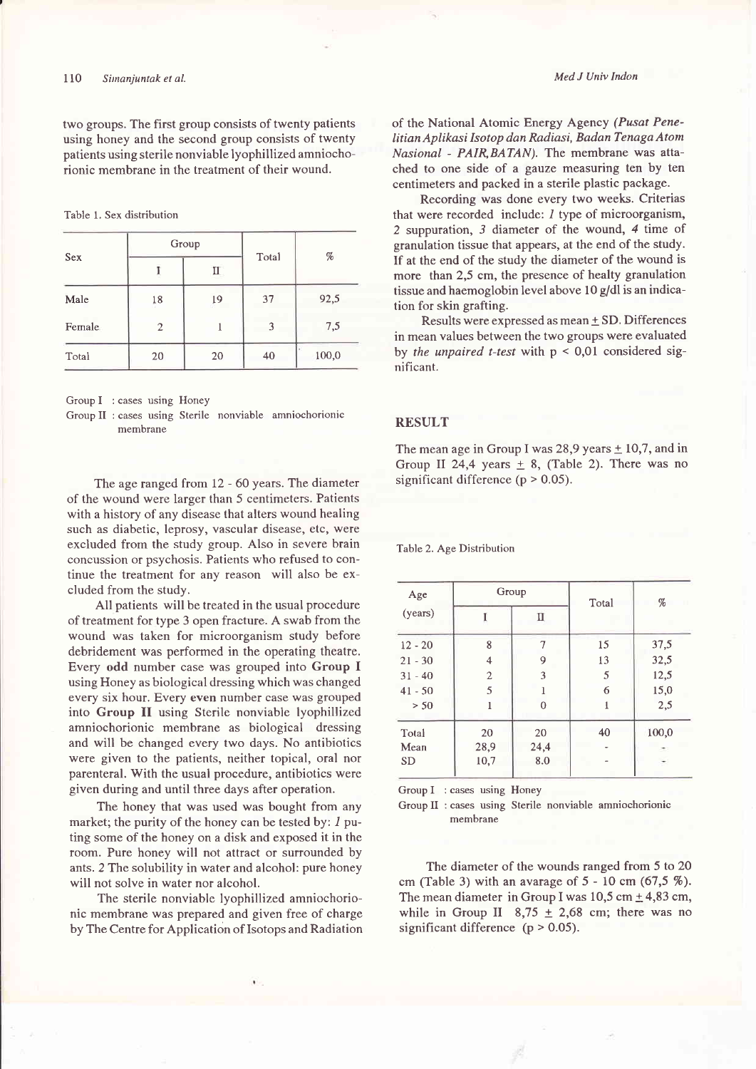two groups. The first group consists of twenty patients using honey and the second group consists of twenty patients using sterile nonviable lyophillized amniochorionic membrane in the treatment of their wound.

Table 1. Sex distribution

| Sex | Group | | Total | % |
|---|---|---|---|---|
| | I | II | | |
| Male | 18 | 19 | 37 | 92,5 |
| Female | 2 | 1 | 3 | 7,5 |
| Total | 20 | 20 | 40 | 100,0 |

Group I : cases using Honey
Group II : cases using Sterile nonviable amniochorionic membrane

The age ranged from 12 - 60 years. The diameter of the wound were larger than 5 centimeters. Patients with a history of any disease that alters wound healing such as diabetic, leprosy, vascular disease, etc, were excluded from the study group. Also in severe brain concussion or psychosis. Patients who refused to continue the treatment for any reason will also be excluded from the study.

All patients will be treated in the usual procedure of treatment for type 3 open fracture. A swab from the wound was taken for microorganism study before debridement was performed in the operating theatre. Every **odd** number case was grouped into **Group I** using Honey as biological dressing which was changed every six hour. Every **even** number case was grouped into **Group II** using Sterile nonviable lyophillized amniochorionic membrane as biological dressing and will be changed every two days. No antibiotics were given to the patients, neither topical, oral nor parenteral. With the usual procedure, antibiotics were given during and until three days after operation.

The honey that was used was bought from any market; the purity of the honey can be tested by: *1* puting some of the honey on a disk and exposed it in the room. Pure honey will not attract or surrounded by ants. 2 The solubility in water and alcohol: pure honey will not solve in water nor alcohol.

The sterile nonviable lyophillized amniochorionic membrane was prepared and given free of charge by The Centre for Application of Isotops and Radiation of the National Atomic Energy Agency (*Pusat Penelitian Aplikasi Isotop dan Radiasi, Badan Tenaga Atom Nasional - PAIR, BATAN*). The membrane was attached to one side of a gauze measuring ten by ten centimeters and packed in a sterile plastic package.

Recording was done every two weeks. Criterias that were recorded include: *1* type of microorganism, *2* suppuration, *3* diameter of the wound, *4* time of granulation tissue that appears, at the end of the study. If at the end of the study the diameter of the wound is more than 2,5 cm, the presence of healty granulation tissue and haemoglobin level above 10 g/dl is an indication for skin grafting.

Results were expressed as mean ± SD. Differences in mean values between the two groups were evaluated by *the unpaired t-test* with $p < 0,01$ considered significant.

## RESULT

The mean age in Group I was 28,9 years ± 10,7, and in Group II 24,4 years ± 8, (Table 2). There was no significant difference ($p > 0.05$).

Table 2. Age Distribution

| Age (years) | Group | | Total | % |
|---|---|---|---|---|
| | I | II | | |
| 12 - 20 | 8 | 7 | 15 | 37,5 |
| 21 - 30 | 4 | 9 | 13 | 32,5 |
| 31 - 40 | 2 | 3 | 5 | 12,5 |
| 41 - 50 | 5 | 1 | 6 | 15,0 |
| > 50 | 1 | 0 | 1 | 2,5 |
| Total | 20 | 20 | 40 | 100,0 |
| Mean | 28,9 | 24,4 | - | - |
| SD | 10,7 | 8.0 | - | - |

Group I : cases using Honey
Group II : cases using Sterile nonviable amniochorionic membrane

The diameter of the wounds ranged from 5 to 20 cm (Table 3) with an avarage of 5 - 10 cm (67,5 %). The mean diameter in Group I was 10,5 cm ± 4,83 cm, while in Group II 8,75 ± 2,68 cm; there was no significant difference ($p > 0.05$).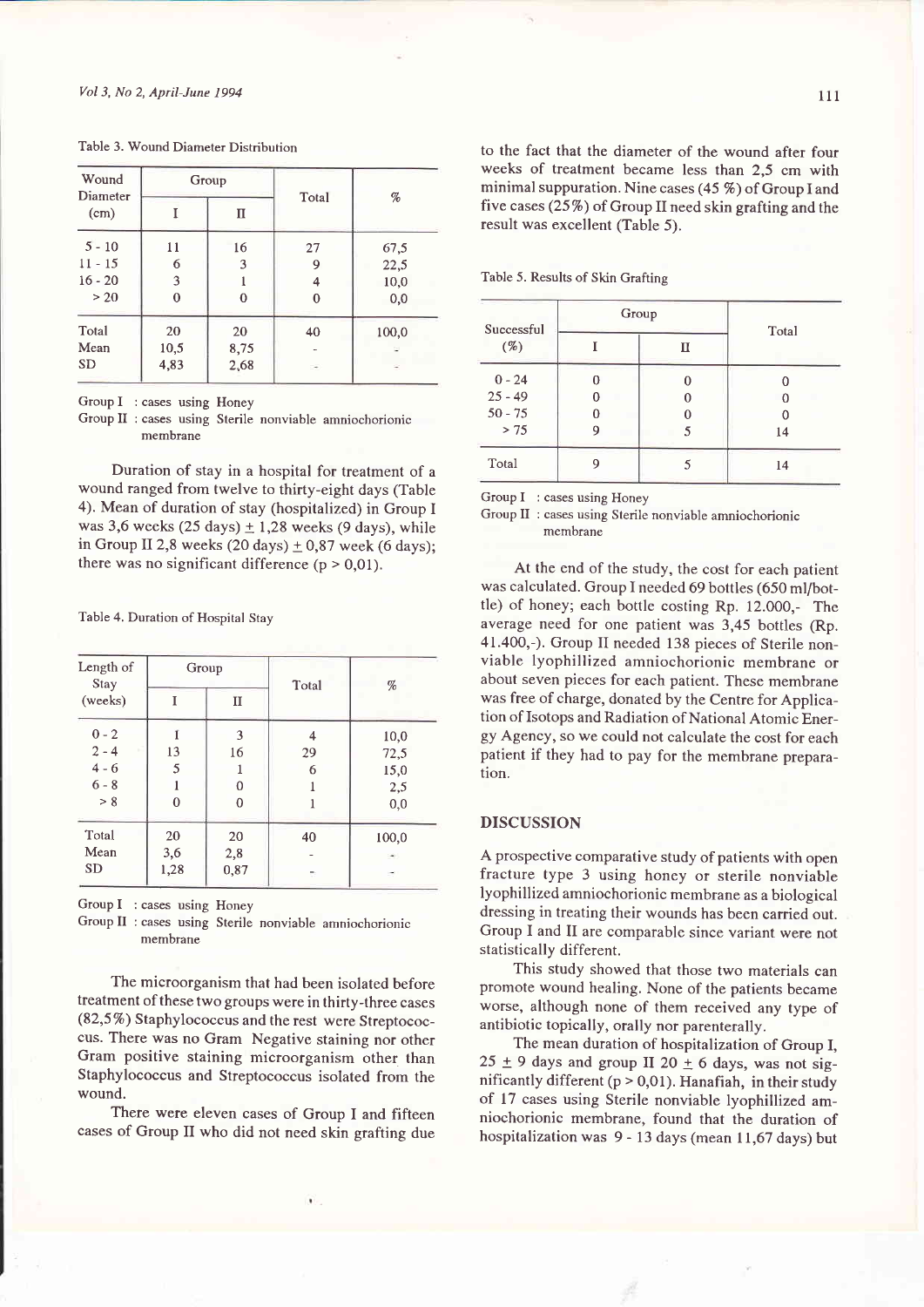Table 3. Wound Diameter Distribution

| Wound Diameter (cm) | Group | | Total | % |
|---|---|---|---|---|
| | I | II | | |
| 5 - 10 | 11 | 16 | 27 | 67,5 |
| 11 - 15 | 6 | 3 | 9 | 22,5 |
| 16 - 20 | 3 | 1 | 4 | 10,0 |
| > 20 | 0 | 0 | 0 | 0,0 |
| Total | 20 | 20 | 40 | 100,0 |
| Mean | 10,5 | 8,75 | - | - |
| SD | 4,83 | 2,68 | - | - |

Group I : cases using Honey
Group II : cases using Sterile nonviable amniochorionic membrane

Duration of stay in a hospital for treatment of a wound ranged from twelve to thirty-eight days (Table 4). Mean of duration of stay (hospitalized) in Group I was 3,6 weeks (25 days) ± 1,28 weeks (9 days), while in Group II 2,8 weeks (20 days) ± 0,87 week (6 days); there was no significant difference (p > 0,01).

Table 4. Duration of Hospital Stay

| Length of Stay (weeks) | Group | | Total | % |
|---|---|---|---|---|
| | I | II | | |
| 0 - 2 | 1 | 3 | 4 | 10,0 |
| 2 - 4 | 13 | 16 | 29 | 72,5 |
| 4 - 6 | 5 | 1 | 6 | 15,0 |
| 6 - 8 | 1 | 0 | 1 | 2,5 |
| > 8 | 0 | 0 | 1 | 0,0 |
| Total | 20 | 20 | 40 | 100,0 |
| Mean | 3,6 | 2,8 | - | - |
| SD | 1,28 | 0,87 | - | - |

Group I : cases using Honey
Group II : cases using Sterile nonviable amniochorionic membrane

The microorganism that had been isolated before treatment of these two groups were in thirty-three cases (82,5%) Staphylococcus and the rest were Streptococcus. There was no Gram Negative staining nor other Gram positive staining microorganism other than Staphylococcus and Streptococcus isolated from the wound.

There were eleven cases of Group I and fifteen cases of Group II who did not need skin grafting due to the fact that the diameter of the wound after four weeks of treatment became less than 2,5 cm with minimal suppuration. Nine cases (45 %) of Group I and five cases (25%) of Group II need skin grafting and the result was excellent (Table 5).

Table 5. Results of Skin Grafting

| Successful (%) | Group | | Total |
|---|---|---|---|
| | I | II | |
| 0 - 24 | 0 | 0 | 0 |
| 25 - 49 | 0 | 0 | 0 |
| 50 - 75 | 0 | 0 | 0 |
| > 75 | 9 | 5 | 14 |
| Total | 9 | 5 | 14 |

Group I : cases using Honey
Group II : cases using Sterile nonviable amniochorionic membrane

At the end of the study, the cost for each patient was calculated. Group I needed 69 bottles (650 ml/bottle) of honey; each bottle costing Rp. 12.000,- The average need for one patient was 3,45 bottles (Rp. 41.400,-). Group II needed 138 pieces of Sterile nonviable lyophillized amniochorionic membrane or about seven pieces for each patient. These membrane was free of charge, donated by the Centre for Application of Isotops and Radiation of National Atomic Energy Agency, so we could not calculate the cost for each patient if they had to pay for the membrane preparation.

## DISCUSSION

A prospective comparative study of patients with open fracture type 3 using honey or sterile nonviable lyophillized amniochorionic membrane as a biological dressing in treating their wounds has been carried out. Group I and II are comparable since variant were not statistically different.

This study showed that those two materials can promote wound healing. None of the patients became worse, although none of them received any type of antibiotic topically, orally nor parenterally.

The mean duration of hospitalization of Group I, 25 ± 9 days and group II 20 ± 6 days, was not significantly different (p > 0,01). Hanafiah, in their study of 17 cases using Sterile nonviable lyophillized amniochorionic membrane, found that the duration of hospitalization was 9 - 13 days (mean 11,67 days) but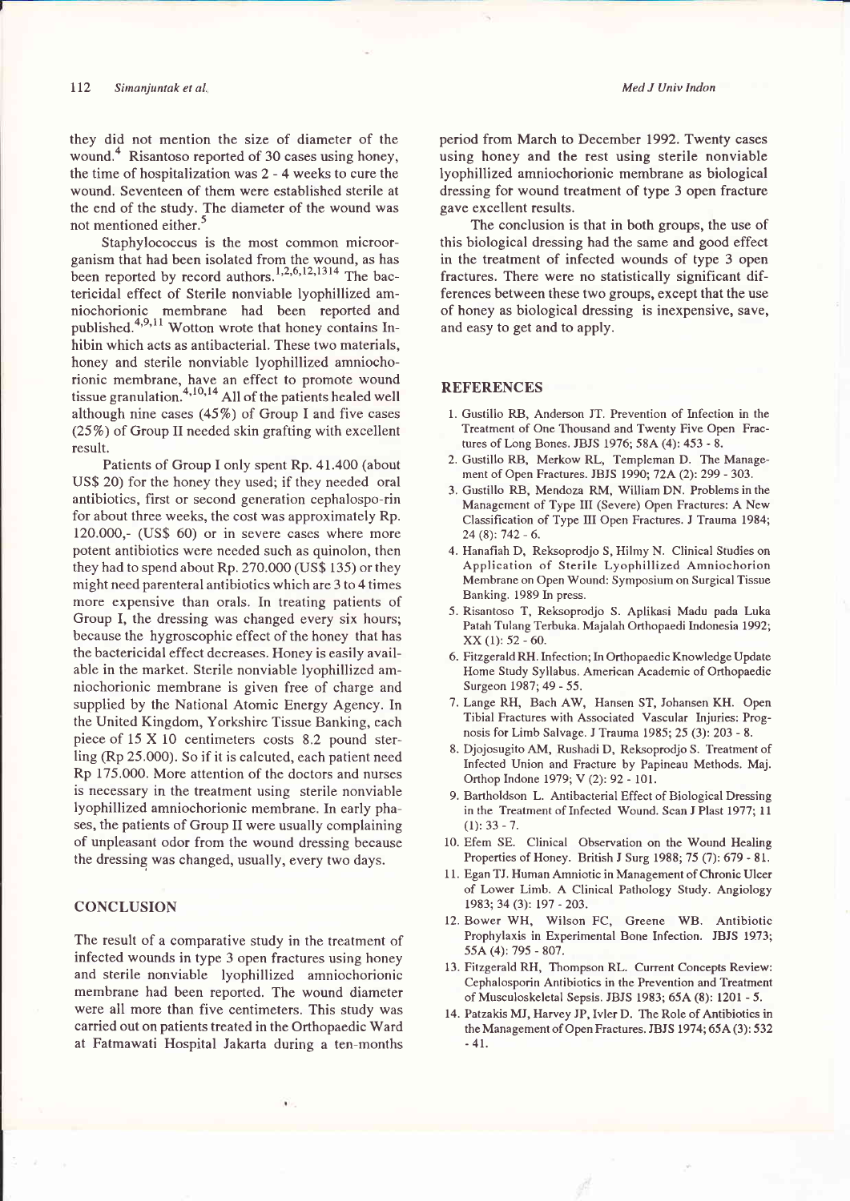they did not mention the size of diameter of the wound.[4] Risantoso reported of 30 cases using honey, the time of hospitalization was 2 - 4 weeks to cure the wound. Seventeen of them were established sterile at the end of the study. The diameter of the wound was not mentioned either.[5]

Staphylococcus is the most common microorganism that had been isolated from the wound, as has been reported by record authors.[1,2,6,12,1314] The bactericidal effect of Sterile nonviable lyophillized amniochorionic membrane had been reported and published.[4,9,11] Wotton wrote that honey contains Inhibin which acts as antibacterial. These two materials, honey and sterile nonviable lyophillized amniochorionic membrane, have an effect to promote wound tissue granulation.[4,10,14] All of the patients healed well although nine cases (45%) of Group I and five cases (25%) of Group II needed skin grafting with excellent result.

Patients of Group I only spent Rp. 41.400 (about US$ 20) for the honey they used; if they needed oral antibiotics, first or second generation cephalospo-rin for about three weeks, the cost was approximately Rp. 120.000,- (US$ 60) or in severe cases where more potent antibiotics were needed such as quinolon, then they had to spend about Rp. 270.000 (US$ 135) or they might need parenteral antibiotics which are 3 to 4 times more expensive than orals. In treating patients of Group I, the dressing was changed every six hours; because the hygroscophic effect of the honey that has the bactericidal effect decreases. Honey is easily available in the market. Sterile nonviable lyophillized amniochorionic membrane is given free of charge and supplied by the National Atomic Energy Agency. In the United Kingdom, Yorkshire Tissue Banking, each piece of 15 X 10 centimeters costs 8.2 pound sterling (Rp 25.000). So if it is calcuted, each patient need Rp 175.000. More attention of the doctors and nurses is necessary in the treatment using sterile nonviable lyophillized amniochorionic membrane. In early phases, the patients of Group II were usually complaining of unpleasant odor from the wound dressing because the dressing was changed, usually, every two days.

## CONCLUSION

The result of a comparative study in the treatment of infected wounds in type 3 open fractures using honey and sterile nonviable lyophillized amniochorionic membrane had been reported. The wound diameter were all more than five centimeters. This study was carried out on patients treated in the Orthopaedic Ward at Fatmawati Hospital Jakarta during a ten-months period from March to December 1992. Twenty cases using honey and the rest using sterile nonviable lyophillized amniochorionic membrane as biological dressing for wound treatment of type 3 open fracture gave excellent results.

The conclusion is that in both groups, the use of this biological dressing had the same and good effect in the treatment of infected wounds of type 3 open fractures. There were no statistically significant differences between these two groups, except that the use of honey as biological dressing is inexpensive, save, and easy to get and to apply.

## REFERENCES

1. Gustillo RB, Anderson JT. Prevention of Infection in the Treatment of One Thousand and Twenty Five Open Fractures of Long Bones. JBJS 1976; 58A (4): 453 - 8.
2. Gustillo RB, Merkow RL, Templeman D. The Management of Open Fractures. JBJS 1990; 72A (2): 299 - 303.
3. Gustillo RB, Mendoza RM, William DN. Problems in the Management of Type III (Severe) Open Fractures: A New Classification of Type III Open Fractures. J Trauma 1984; 24 (8): 742 - 6.
4. Hanafiah D, Reksoprodjo S, Hilmy N. Clinical Studies on Application of Sterile Lyophillized Amniochorion Membrane on Open Wound: Symposium on Surgical Tissue Banking. 1989 In press.
5. Risantoso T, Reksoprodjo S. Aplikasi Madu pada Luka Patah Tulang Terbuka. Majalah Orthopaedi Indonesia 1992; XX (1): 52 - 60.
6. Fitzgerald RH. Infection; In Orthopaedic Knowledge Update Home Study Syllabus. American Academic of Orthopaedic Surgeon 1987; 49 - 55.
7. Lange RH, Bach AW, Hansen ST, Johansen KH. Open Tibial Fractures with Associated Vascular Injuries: Prognosis for Limb Salvage. J Trauma 1985; 25 (3): 203 - 8.
8. Djojosugito AM, Rushadi D, Reksoprodjo S. Treatment of Infected Union and Fracture by Papineau Methods. Maj. Orthop Indone 1979; V (2): 92 - 101.
9. Bartholdson L. Antibacterial Effect of Biological Dressing in the Treatment of Infected Wound. Scan J Plast 1977; 11 (1): 33 - 7.
10. Efem SE. Clinical Observation on the Wound Healing Properties of Honey. British J Surg 1988; 75 (7): 679 - 81.
11. Egan TJ. Human Amniotic in Management of Chronic Ulcer of Lower Limb. A Clinical Pathology Study. Angiology 1983; 34 (3): 197 - 203.
12. Bower WH, Wilson FC, Greene WB. Antibiotic Prophylaxis in Experimental Bone Infection. JBJS 1973; 55A (4): 795 - 807.
13. Fitzgerald RH, Thompson RL. Current Concepts Review: Cephalosporin Antibiotics in the Prevention and Treatment of Musculoskeletal Sepsis. JBJS 1983; 65A (8): 1201 - 5.
14. Patzakis MJ, Harvey JP, Ivler D. The Role of Antibiotics in the Management of Open Fractures. JBJS 1974; 65A (3): 532 - 41.